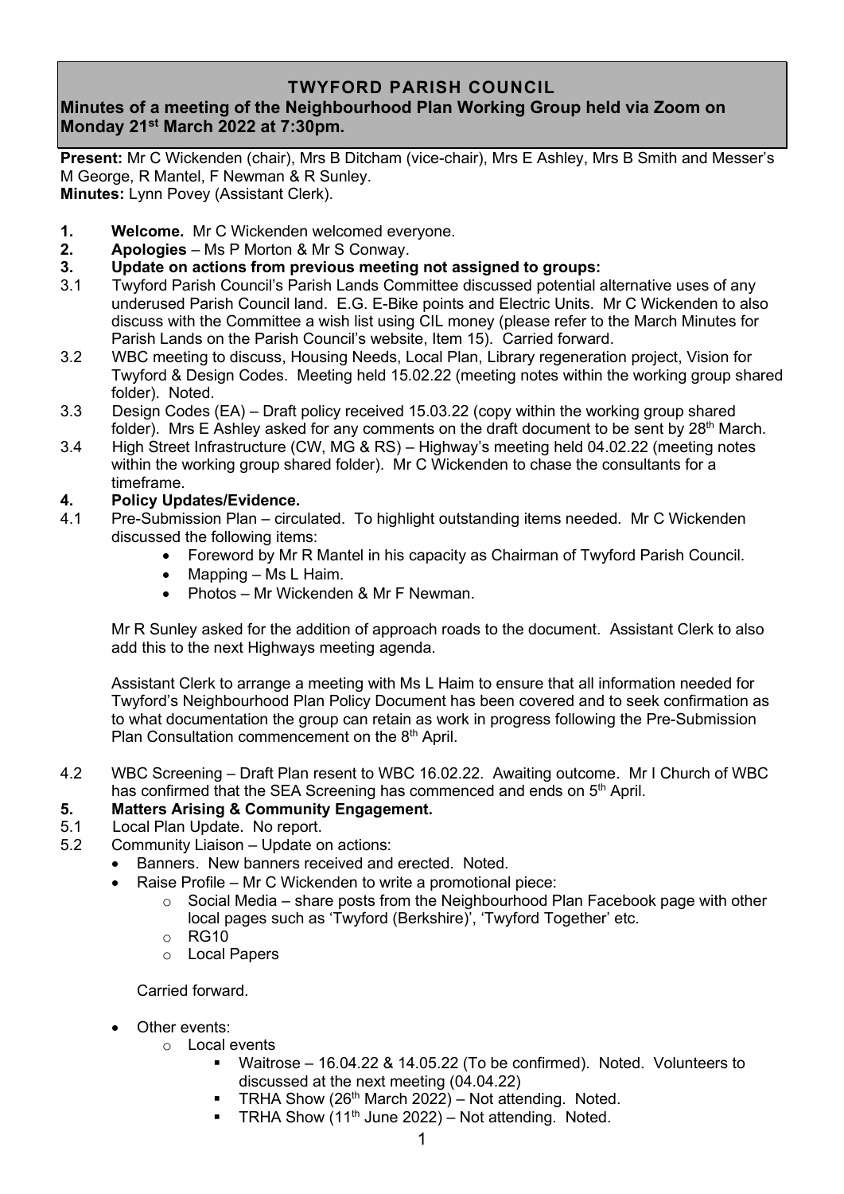# TWYFORD PARISH COUNCIL

## Minutes of a meeting of the Neighbourhood Plan Working Group held via Zoom on Monday 21st March 2022 at 7:30pm.

**Present:** Mr C Wickenden (chair), Mrs B Ditcham (vice-chair), Mrs E Ashley, Mrs B Smith and Messer's M George, R Mantel, F Newman & R Sunley.
**Minutes:** Lynn Povey (Assistant Clerk).

**1. Welcome.** Mr C Wickenden welcomed everyone.

**2. Apologies** – Ms P Morton & Mr S Conway.

**3. Update on actions from previous meeting not assigned to groups:**

3.1 Twyford Parish Council's Parish Lands Committee discussed potential alternative uses of any underused Parish Council land. E.G. E-Bike points and Electric Units. Mr C Wickenden to also discuss with the Committee a wish list using CIL money (please refer to the March Minutes for Parish Lands on the Parish Council's website, Item 15). Carried forward.

3.2 WBC meeting to discuss, Housing Needs, Local Plan, Library regeneration project, Vision for Twyford & Design Codes. Meeting held 15.02.22 (meeting notes within the working group shared folder). Noted.

3.3 Design Codes (EA) – Draft policy received 15.03.22 (copy within the working group shared folder). Mrs E Ashley asked for any comments on the draft document to be sent by 28th March.

3.4 High Street Infrastructure (CW, MG & RS) – Highway's meeting held 04.02.22 (meeting notes within the working group shared folder). Mr C Wickenden to chase the consultants for a timeframe.

**4. Policy Updates/Evidence.**

4.1 Pre-Submission Plan – circulated. To highlight outstanding items needed. Mr C Wickenden discussed the following items:

- Foreword by Mr R Mantel in his capacity as Chairman of Twyford Parish Council.
- Mapping – Ms L Haim.
- Photos – Mr Wickenden & Mr F Newman.

Mr R Sunley asked for the addition of approach roads to the document. Assistant Clerk to also add this to the next Highways meeting agenda.

Assistant Clerk to arrange a meeting with Ms L Haim to ensure that all information needed for Twyford's Neighbourhood Plan Policy Document has been covered and to seek confirmation as to what documentation the group can retain as work in progress following the Pre-Submission Plan Consultation commencement on the 8th April.

4.2 WBC Screening – Draft Plan resent to WBC 16.02.22. Awaiting outcome. Mr I Church of WBC has confirmed that the SEA Screening has commenced and ends on 5th April.

**5. Matters Arising & Community Engagement.**

5.1 Local Plan Update. No report.

5.2 Community Liaison – Update on actions:

- Banners. New banners received and erected. Noted.
- Raise Profile – Mr C Wickenden to write a promotional piece:
  - Social Media – share posts from the Neighbourhood Plan Facebook page with other local pages such as 'Twyford (Berkshire)', 'Twyford Together' etc.
  - RG10
  - Local Papers

  Carried forward.

- Other events:
  - Local events
    - Waitrose – 16.04.22 & 14.05.22 (To be confirmed). Noted. Volunteers to discussed at the next meeting (04.04.22)
    - TRHA Show (26th March 2022) – Not attending. Noted.
    - TRHA Show (11th June 2022) – Not attending. Noted.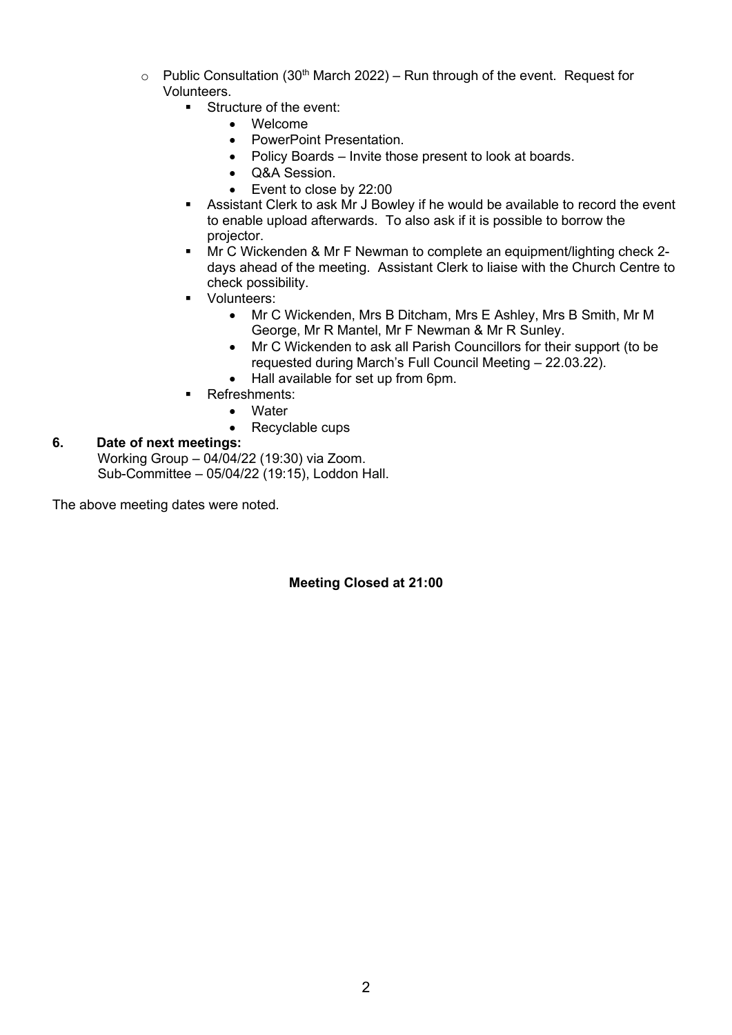- Public Consultation (30th March 2022) – Run through of the event. Request for Volunteers.
  - Structure of the event:
    - Welcome
    - PowerPoint Presentation.
    - Policy Boards – Invite those present to look at boards.
    - Q&A Session.
    - Event to close by 22:00
  - Assistant Clerk to ask Mr J Bowley if he would be available to record the event to enable upload afterwards. To also ask if it is possible to borrow the projector.
  - Mr C Wickenden & Mr F Newman to complete an equipment/lighting check 2-days ahead of the meeting. Assistant Clerk to liaise with the Church Centre to check possibility.
  - Volunteers:
    - Mr C Wickenden, Mrs B Ditcham, Mrs E Ashley, Mrs B Smith, Mr M George, Mr R Mantel, Mr F Newman & Mr R Sunley.
    - Mr C Wickenden to ask all Parish Councillors for their support (to be requested during March's Full Council Meeting – 22.03.22).
    - Hall available for set up from 6pm.
  - Refreshments:
    - Water
    - Recyclable cups

**6. Date of next meetings:**

Working Group – 04/04/22 (19:30) via Zoom.
Sub-Committee – 05/04/22 (19:15), Loddon Hall.

The above meeting dates were noted.

**Meeting Closed at 21:00**